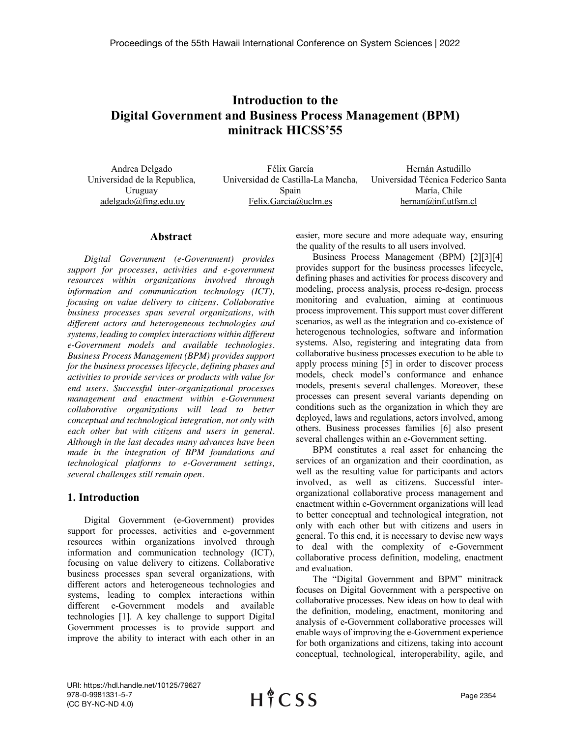# Introduction to the Digital Government and Business Process Management (BPM) minitrack HICSS'55

Andrea Delgado
Universidad de la Republica, Uruguay
adelgado@fing.edu.uy

Félix García
Universidad de Castilla-La Mancha, Spain
Felix.Garcia@uclm.es

Hernán Astudillo
Universidad Técnica Federico Santa María, Chile
hernan@inf.utfsm.cl

## Abstract

*Digital Government (e-Government) provides support for processes, activities and e-government resources within organizations involved through information and communication technology (ICT), focusing on value delivery to citizens. Collaborative business processes span several organizations, with different actors and heterogeneous technologies and systems, leading to complex interactions within different e-Government models and available technologies. Business Process Management (BPM) provides support for the business processes lifecycle, defining phases and activities to provide services or products with value for end users. Successful inter-organizational processes management and enactment within e-Government collaborative organizations will lead to better conceptual and technological integration, not only with each other but with citizens and users in general. Although in the last decades many advances have been made in the integration of BPM foundations and technological platforms to e-Government settings, several challenges still remain open.*

## 1. Introduction

Digital Government (e-Government) provides support for processes, activities and e-government resources within organizations involved through information and communication technology (ICT), focusing on value delivery to citizens. Collaborative business processes span several organizations, with different actors and heterogeneous technologies and systems, leading to complex interactions within different e-Government models and available technologies [1]. A key challenge to support Digital Government processes is to provide support and improve the ability to interact with each other in an easier, more secure and more adequate way, ensuring the quality of the results to all users involved.

Business Process Management (BPM) [2][3][4] provides support for the business processes lifecycle, defining phases and activities for process discovery and modeling, process analysis, process re-design, process monitoring and evaluation, aiming at continuous process improvement. This support must cover different scenarios, as well as the integration and co-existence of heterogenous technologies, software and information systems. Also, registering and integrating data from collaborative business processes execution to be able to apply process mining [5] in order to discover process models, check model's conformance and enhance models, presents several challenges. Moreover, these processes can present several variants depending on conditions such as the organization in which they are deployed, laws and regulations, actors involved, among others. Business processes families [6] also present several challenges within an e-Government setting.

BPM constitutes a real asset for enhancing the services of an organization and their coordination, as well as the resulting value for participants and actors involved, as well as citizens. Successful inter-organizational collaborative process management and enactment within e-Government organizations will lead to better conceptual and technological integration, not only with each other but with citizens and users in general. To this end, it is necessary to devise new ways to deal with the complexity of e-Government collaborative process definition, modeling, enactment and evaluation.

The "Digital Government and BPM" minitrack focuses on Digital Government with a perspective on collaborative processes. New ideas on how to deal with the definition, modeling, enactment, monitoring and analysis of e-Government collaborative processes will enable ways of improving the e-Government experience for both organizations and citizens, taking into account conceptual, technological, interoperability, agile, and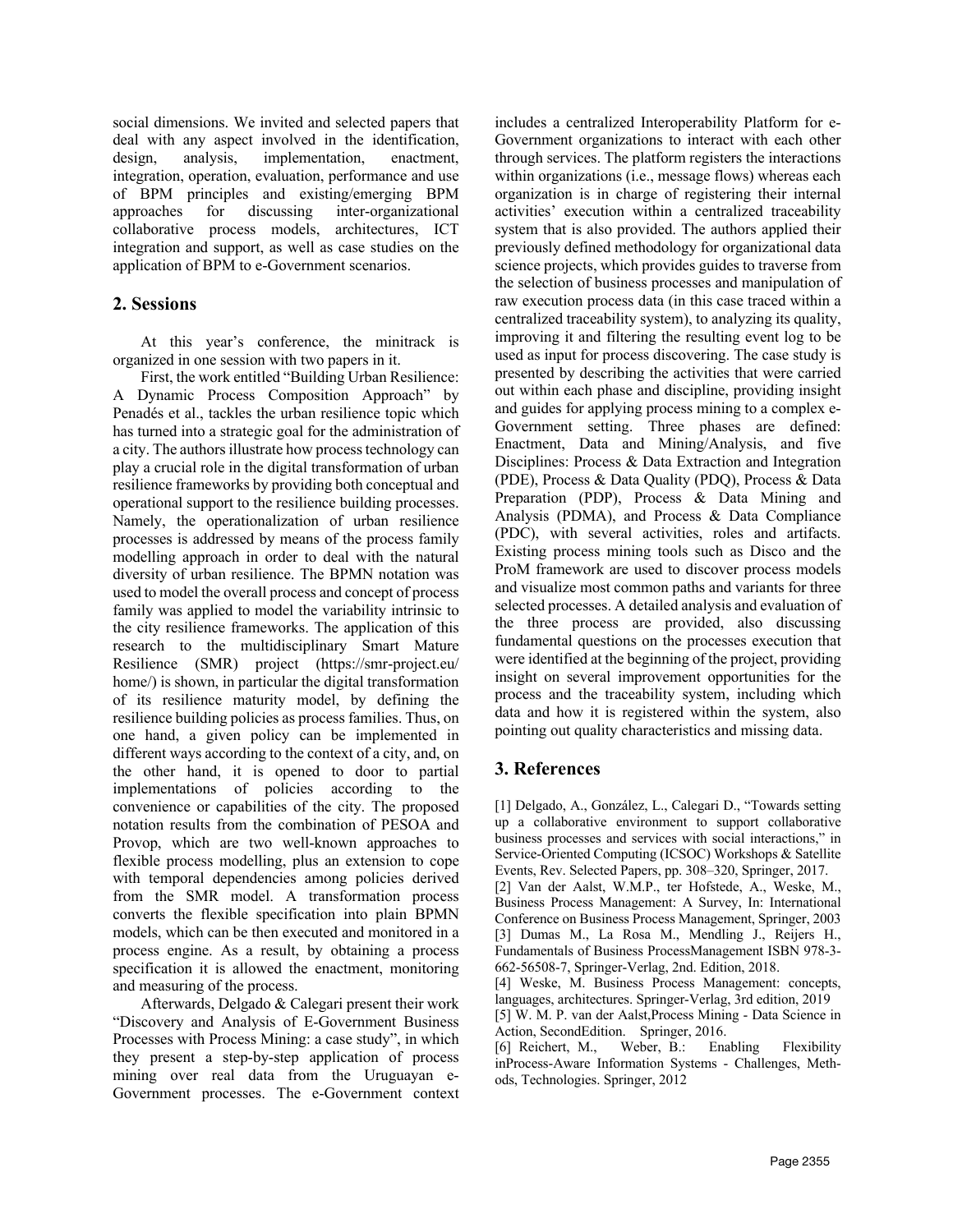social dimensions. We invited and selected papers that deal with any aspect involved in the identification, design, analysis, implementation, enactment, integration, operation, evaluation, performance and use of BPM principles and existing/emerging BPM approaches for discussing inter-organizational collaborative process models, architectures, ICT integration and support, as well as case studies on the application of BPM to e-Government scenarios.

## 2. Sessions

At this year's conference, the minitrack is organized in one session with two papers in it.

First, the work entitled "Building Urban Resilience: A Dynamic Process Composition Approach" by Penadés et al., tackles the urban resilience topic which has turned into a strategic goal for the administration of a city. The authors illustrate how process technology can play a crucial role in the digital transformation of urban resilience frameworks by providing both conceptual and operational support to the resilience building processes. Namely, the operationalization of urban resilience processes is addressed by means of the process family modelling approach in order to deal with the natural diversity of urban resilience. The BPMN notation was used to model the overall process and concept of process family was applied to model the variability intrinsic to the city resilience frameworks. The application of this research to the multidisciplinary Smart Mature Resilience (SMR) project (https://smr-project.eu/home/) is shown, in particular the digital transformation of its resilience maturity model, by defining the resilience building policies as process families. Thus, on one hand, a given policy can be implemented in different ways according to the context of a city, and, on the other hand, it is opened to door to partial implementations of policies according to the convenience or capabilities of the city. The proposed notation results from the combination of PESOA and Provop, which are two well-known approaches to flexible process modelling, plus an extension to cope with temporal dependencies among policies derived from the SMR model. A transformation process converts the flexible specification into plain BPMN models, which can be then executed and monitored in a process engine. As a result, by obtaining a process specification it is allowed the enactment, monitoring and measuring of the process.

Afterwards, Delgado & Calegari present their work "Discovery and Analysis of E-Government Business Processes with Process Mining: a case study", in which they present a step-by-step application of process mining over real data from the Uruguayan e-Government processes. The e-Government context includes a centralized Interoperability Platform for e-Government organizations to interact with each other through services. The platform registers the interactions within organizations (i.e., message flows) whereas each organization is in charge of registering their internal activities' execution within a centralized traceability system that is also provided. The authors applied their previously defined methodology for organizational data science projects, which provides guides to traverse from the selection of business processes and manipulation of raw execution process data (in this case traced within a centralized traceability system), to analyzing its quality, improving it and filtering the resulting event log to be used as input for process discovering. The case study is presented by describing the activities that were carried out within each phase and discipline, providing insight and guides for applying process mining to a complex e-Government setting. Three phases are defined: Enactment, Data and Mining/Analysis, and five Disciplines: Process & Data Extraction and Integration (PDE), Process & Data Quality (PDQ), Process & Data Preparation (PDP), Process & Data Mining and Analysis (PDMA), and Process & Data Compliance (PDC), with several activities, roles and artifacts. Existing process mining tools such as Disco and the ProM framework are used to discover process models and visualize most common paths and variants for three selected processes. A detailed analysis and evaluation of the three process are provided, also discussing fundamental questions on the processes execution that were identified at the beginning of the project, providing insight on several improvement opportunities for the process and the traceability system, including which data and how it is registered within the system, also pointing out quality characteristics and missing data.

## 3. References

[1] Delgado, A., González, L., Calegari D., "Towards setting up a collaborative environment to support collaborative business processes and services with social interactions," in Service-Oriented Computing (ICSOC) Workshops & Satellite Events, Rev. Selected Papers, pp. 308–320, Springer, 2017.

[2] Van der Aalst, W.M.P., ter Hofstede, A., Weske, M., Business Process Management: A Survey, In: International Conference on Business Process Management, Springer, 2003

[3] Dumas M., La Rosa M., Mendling J., Reijers H., Fundamentals of Business ProcessManagement ISBN 978-3-662-56508-7, Springer-Verlag, 2nd. Edition, 2018.

[4] Weske, M. Business Process Management: concepts, languages, architectures. Springer-Verlag, 3rd edition, 2019

[5] W. M. P. van der Aalst,Process Mining - Data Science in Action, SecondEdition. Springer, 2016.

[6] Reichert, M., Weber, B.: Enabling Flexibility inProcess-Aware Information Systems - Challenges, Methods, Technologies. Springer, 2012